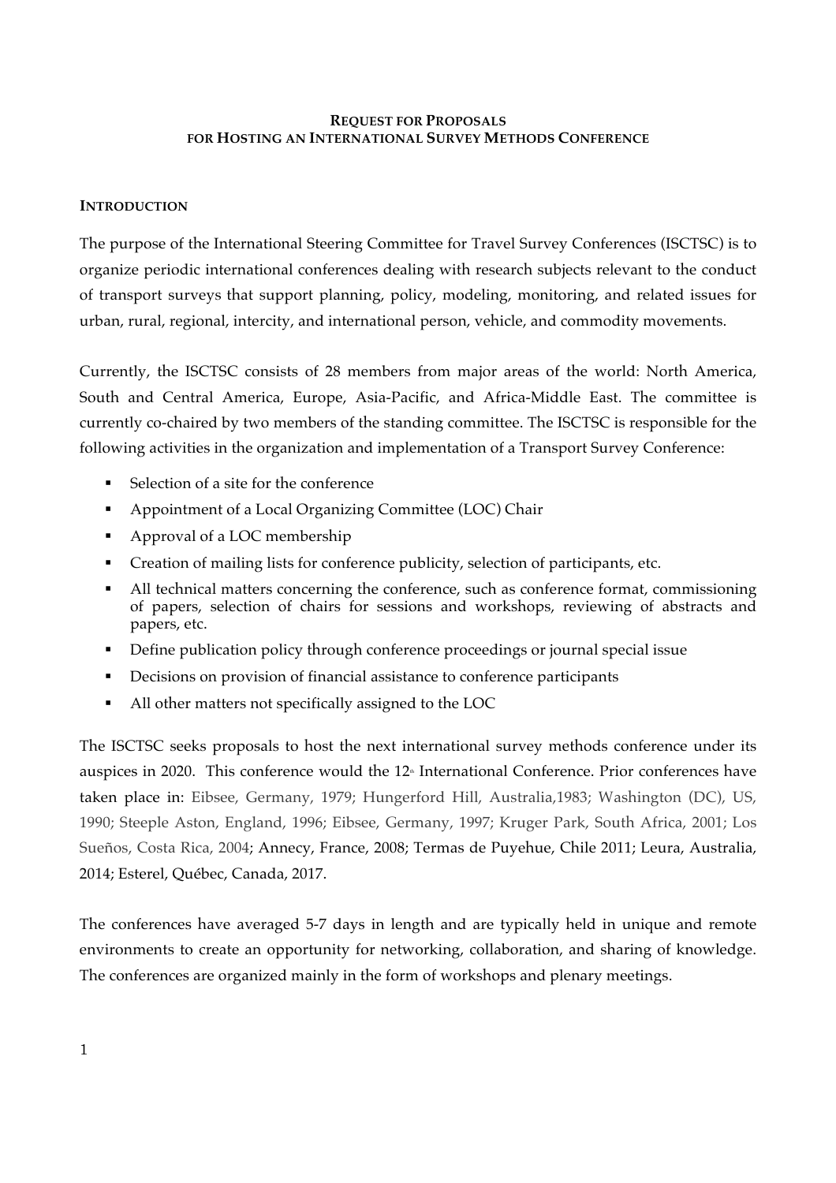# REQUEST FOR PROPOSALS
# FOR HOSTING AN INTERNATIONAL SURVEY METHODS CONFERENCE

## INTRODUCTION

The purpose of the International Steering Committee for Travel Survey Conferences (ISCTSC) is to organize periodic international conferences dealing with research subjects relevant to the conduct of transport surveys that support planning, policy, modeling, monitoring, and related issues for urban, rural, regional, intercity, and international person, vehicle, and commodity movements.

Currently, the ISCTSC consists of 28 members from major areas of the world: North America, South and Central America, Europe, Asia-Pacific, and Africa-Middle East. The committee is currently co-chaired by two members of the standing committee. The ISCTSC is responsible for the following activities in the organization and implementation of a Transport Survey Conference:

- Selection of a site for the conference
- Appointment of a Local Organizing Committee (LOC) Chair
- Approval of a LOC membership
- Creation of mailing lists for conference publicity, selection of participants, etc.
- All technical matters concerning the conference, such as conference format, commissioning of papers, selection of chairs for sessions and workshops, reviewing of abstracts and papers, etc.
- Define publication policy through conference proceedings or journal special issue
- Decisions on provision of financial assistance to conference participants
- All other matters not specifically assigned to the LOC

The ISCTSC seeks proposals to host the next international survey methods conference under its auspices in 2020. This conference would the 12th International Conference. Prior conferences have taken place in: Eibsee, Germany, 1979; Hungerford Hill, Australia,1983; Washington (DC), US, 1990; Steeple Aston, England, 1996; Eibsee, Germany, 1997; Kruger Park, South Africa, 2001; Los Sueños, Costa Rica, 2004; Annecy, France, 2008; Termas de Puyehue, Chile 2011; Leura, Australia, 2014; Esterel, Québec, Canada, 2017.

The conferences have averaged 5-7 days in length and are typically held in unique and remote environments to create an opportunity for networking, collaboration, and sharing of knowledge. The conferences are organized mainly in the form of workshops and plenary meetings.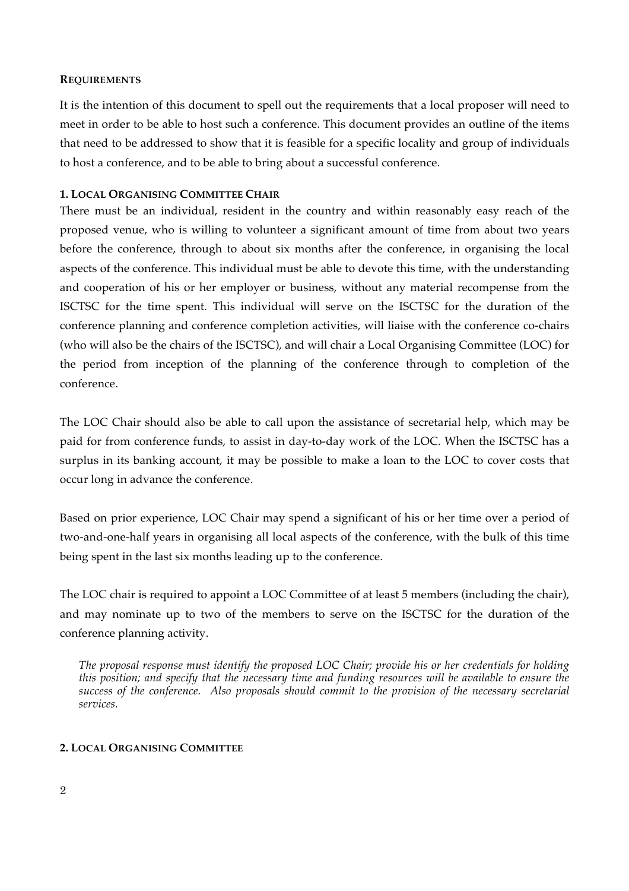**REQUIREMENTS**

It is the intention of this document to spell out the requirements that a local proposer will need to meet in order to be able to host such a conference. This document provides an outline of the items that need to be addressed to show that it is feasible for a specific locality and group of individuals to host a conference, and to be able to bring about a successful conference.

**1. LOCAL ORGANISING COMMITTEE CHAIR**

There must be an individual, resident in the country and within reasonably easy reach of the proposed venue, who is willing to volunteer a significant amount of time from about two years before the conference, through to about six months after the conference, in organising the local aspects of the conference. This individual must be able to devote this time, with the understanding and cooperation of his or her employer or business, without any material recompense from the ISCTSC for the time spent. This individual will serve on the ISCTSC for the duration of the conference planning and conference completion activities, will liaise with the conference co-chairs (who will also be the chairs of the ISCTSC), and will chair a Local Organising Committee (LOC) for the period from inception of the planning of the conference through to completion of the conference.

The LOC Chair should also be able to call upon the assistance of secretarial help, which may be paid for from conference funds, to assist in day-to-day work of the LOC. When the ISCTSC has a surplus in its banking account, it may be possible to make a loan to the LOC to cover costs that occur long in advance the conference.

Based on prior experience, LOC Chair may spend a significant of his or her time over a period of two-and-one-half years in organising all local aspects of the conference, with the bulk of this time being spent in the last six months leading up to the conference.

The LOC chair is required to appoint a LOC Committee of at least 5 members (including the chair), and may nominate up to two of the members to serve on the ISCTSC for the duration of the conference planning activity.

> *The proposal response must identify the proposed LOC Chair; provide his or her credentials for holding this position; and specify that the necessary time and funding resources will be available to ensure the success of the conference. Also proposals should commit to the provision of the necessary secretarial services.*

**2. LOCAL ORGANISING COMMITTEE**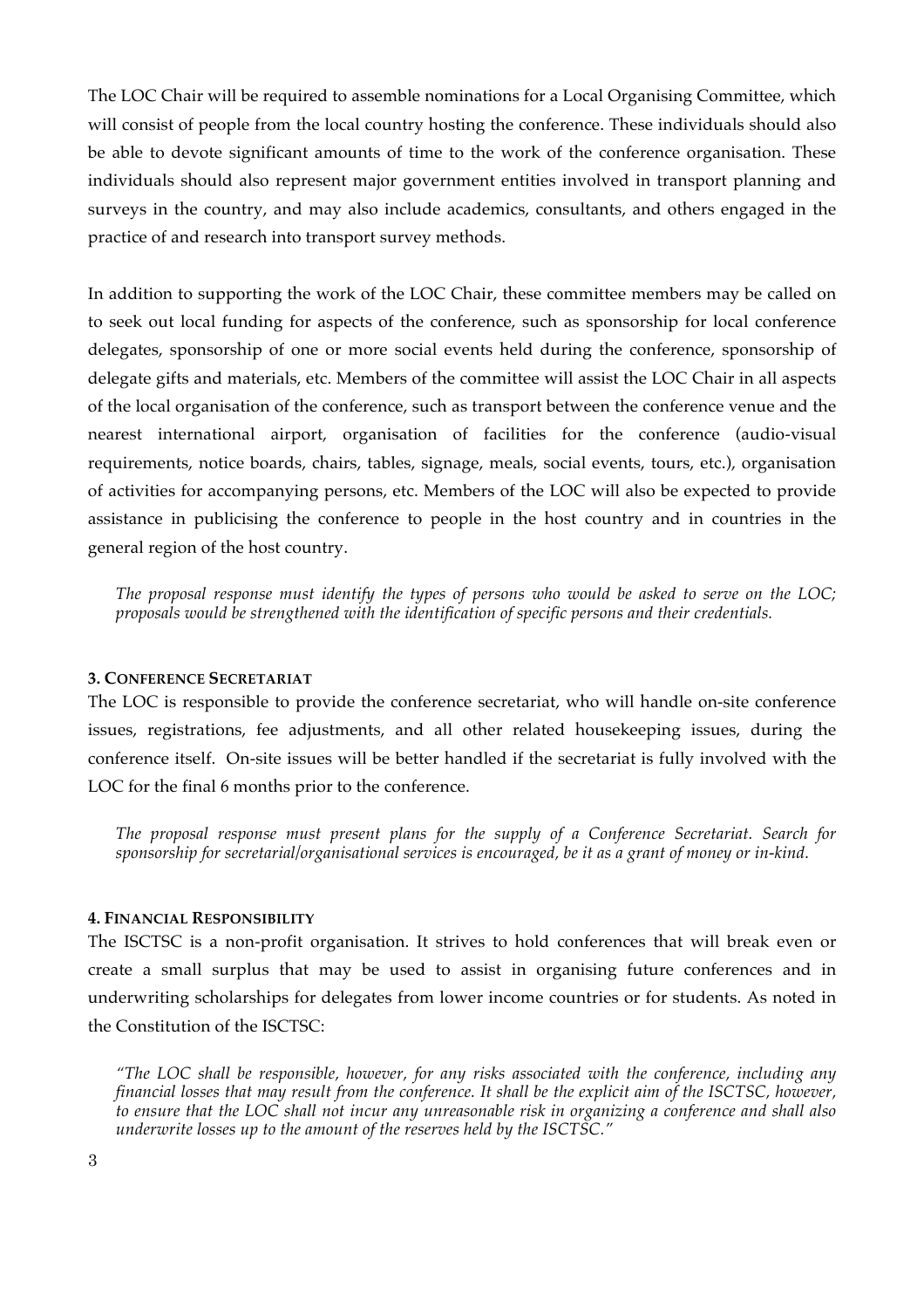The LOC Chair will be required to assemble nominations for a Local Organising Committee, which will consist of people from the local country hosting the conference. These individuals should also be able to devote significant amounts of time to the work of the conference organisation. These individuals should also represent major government entities involved in transport planning and surveys in the country, and may also include academics, consultants, and others engaged in the practice of and research into transport survey methods.

In addition to supporting the work of the LOC Chair, these committee members may be called on to seek out local funding for aspects of the conference, such as sponsorship for local conference delegates, sponsorship of one or more social events held during the conference, sponsorship of delegate gifts and materials, etc. Members of the committee will assist the LOC Chair in all aspects of the local organisation of the conference, such as transport between the conference venue and the nearest international airport, organisation of facilities for the conference (audio-visual requirements, notice boards, chairs, tables, signage, meals, social events, tours, etc.), organisation of activities for accompanying persons, etc. Members of the LOC will also be expected to provide assistance in publicising the conference to people in the host country and in countries in the general region of the host country.

> *The proposal response must identify the types of persons who would be asked to serve on the LOC; proposals would be strengthened with the identification of specific persons and their credentials.*

#### 3. Conference Secretariat

The LOC is responsible to provide the conference secretariat, who will handle on-site conference issues, registrations, fee adjustments, and all other related housekeeping issues, during the conference itself. On-site issues will be better handled if the secretariat is fully involved with the LOC for the final 6 months prior to the conference.

> *The proposal response must present plans for the supply of a Conference Secretariat. Search for sponsorship for secretarial/organisational services is encouraged, be it as a grant of money or in-kind.*

#### 4. Financial Responsibility

The ISCTSC is a non-profit organisation. It strives to hold conferences that will break even or create a small surplus that may be used to assist in organising future conferences and in underwriting scholarships for delegates from lower income countries or for students. As noted in the Constitution of the ISCTSC:

> *"The LOC shall be responsible, however, for any risks associated with the conference, including any financial losses that may result from the conference. It shall be the explicit aim of the ISCTSC, however, to ensure that the LOC shall not incur any unreasonable risk in organizing a conference and shall also underwrite losses up to the amount of the reserves held by the ISCTSC."*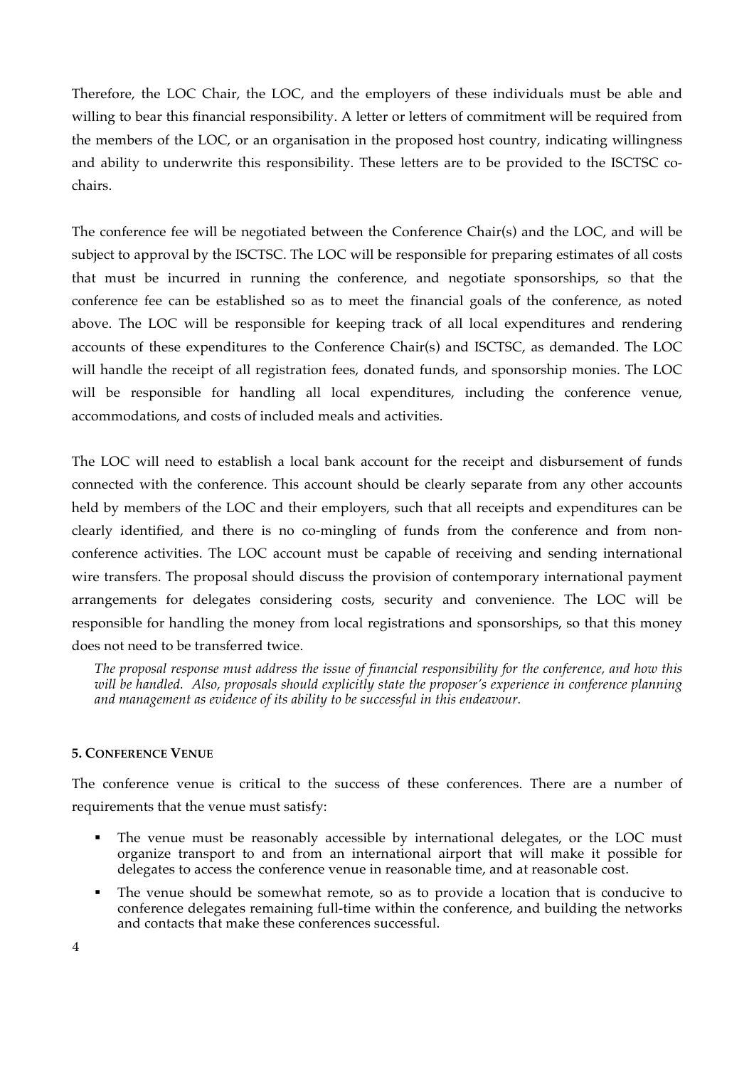Therefore, the LOC Chair, the LOC, and the employers of these individuals must be able and willing to bear this financial responsibility. A letter or letters of commitment will be required from the members of the LOC, or an organisation in the proposed host country, indicating willingness and ability to underwrite this responsibility. These letters are to be provided to the ISCTSC co-chairs.

The conference fee will be negotiated between the Conference Chair(s) and the LOC, and will be subject to approval by the ISCTSC. The LOC will be responsible for preparing estimates of all costs that must be incurred in running the conference, and negotiate sponsorships, so that the conference fee can be established so as to meet the financial goals of the conference, as noted above. The LOC will be responsible for keeping track of all local expenditures and rendering accounts of these expenditures to the Conference Chair(s) and ISCTSC, as demanded. The LOC will handle the receipt of all registration fees, donated funds, and sponsorship monies. The LOC will be responsible for handling all local expenditures, including the conference venue, accommodations, and costs of included meals and activities.

The LOC will need to establish a local bank account for the receipt and disbursement of funds connected with the conference. This account should be clearly separate from any other accounts held by members of the LOC and their employers, such that all receipts and expenditures can be clearly identified, and there is no co-mingling of funds from the conference and from non-conference activities. The LOC account must be capable of receiving and sending international wire transfers. The proposal should discuss the provision of contemporary international payment arrangements for delegates considering costs, security and convenience. The LOC will be responsible for handling the money from local registrations and sponsorships, so that this money does not need to be transferred twice.

*The proposal response must address the issue of financial responsibility for the conference, and how this will be handled. Also, proposals should explicitly state the proposer's experience in conference planning and management as evidence of its ability to be successful in this endeavour.*

#### 5. CONFERENCE VENUE

The conference venue is critical to the success of these conferences. There are a number of requirements that the venue must satisfy:

- The venue must be reasonably accessible by international delegates, or the LOC must organize transport to and from an international airport that will make it possible for delegates to access the conference venue in reasonable time, and at reasonable cost.
- The venue should be somewhat remote, so as to provide a location that is conducive to conference delegates remaining full-time within the conference, and building the networks and contacts that make these conferences successful.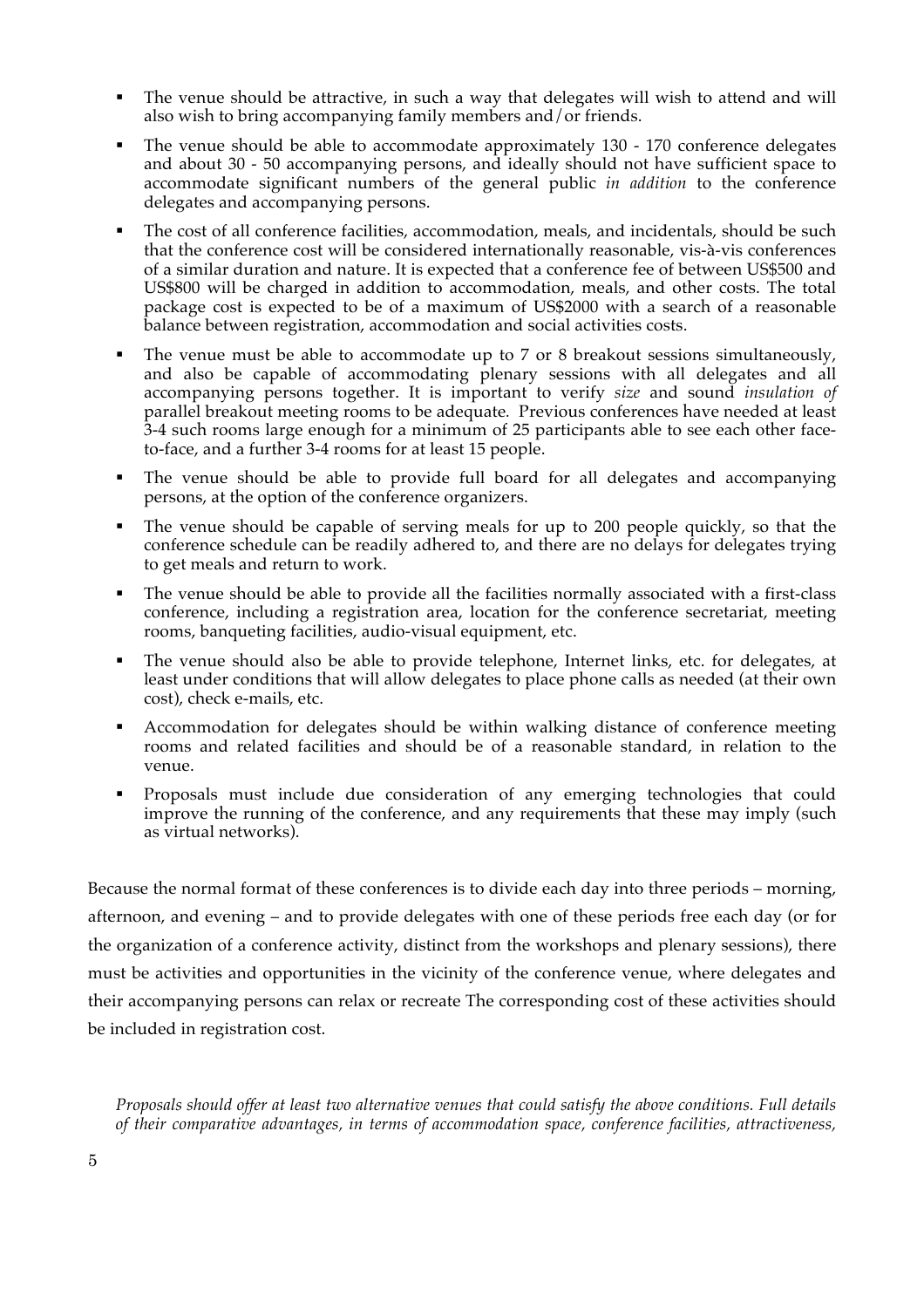- The venue should be attractive, in such a way that delegates will wish to attend and will also wish to bring accompanying family members and/or friends.
- The venue should be able to accommodate approximately 130 - 170 conference delegates and about 30 - 50 accompanying persons, and ideally should not have sufficient space to accommodate significant numbers of the general public *in addition* to the conference delegates and accompanying persons.
- The cost of all conference facilities, accommodation, meals, and incidentals, should be such that the conference cost will be considered internationally reasonable, vis-à-vis conferences of a similar duration and nature. It is expected that a conference fee of between US$500 and US$800 will be charged in addition to accommodation, meals, and other costs. The total package cost is expected to be of a maximum of US$2000 with a search of a reasonable balance between registration, accommodation and social activities costs.
- The venue must be able to accommodate up to 7 or 8 breakout sessions simultaneously, and also be capable of accommodating plenary sessions with all delegates and all accompanying persons together. It is important to verify *size* and sound *insulation of* parallel breakout meeting rooms to be adequate. Previous conferences have needed at least 3-4 such rooms large enough for a minimum of 25 participants able to see each other face-to-face, and a further 3-4 rooms for at least 15 people.
- The venue should be able to provide full board for all delegates and accompanying persons, at the option of the conference organizers.
- The venue should be capable of serving meals for up to 200 people quickly, so that the conference schedule can be readily adhered to, and there are no delays for delegates trying to get meals and return to work.
- The venue should be able to provide all the facilities normally associated with a first-class conference, including a registration area, location for the conference secretariat, meeting rooms, banqueting facilities, audio-visual equipment, etc.
- The venue should also be able to provide telephone, Internet links, etc. for delegates, at least under conditions that will allow delegates to place phone calls as needed (at their own cost), check e-mails, etc.
- Accommodation for delegates should be within walking distance of conference meeting rooms and related facilities and should be of a reasonable standard, in relation to the venue.
- Proposals must include due consideration of any emerging technologies that could improve the running of the conference, and any requirements that these may imply (such as virtual networks).

Because the normal format of these conferences is to divide each day into three periods – morning, afternoon, and evening – and to provide delegates with one of these periods free each day (or for the organization of a conference activity, distinct from the workshops and plenary sessions), there must be activities and opportunities in the vicinity of the conference venue, where delegates and their accompanying persons can relax or recreate The corresponding cost of these activities should be included in registration cost.

*Proposals should offer at least two alternative venues that could satisfy the above conditions. Full details of their comparative advantages, in terms of accommodation space, conference facilities, attractiveness,*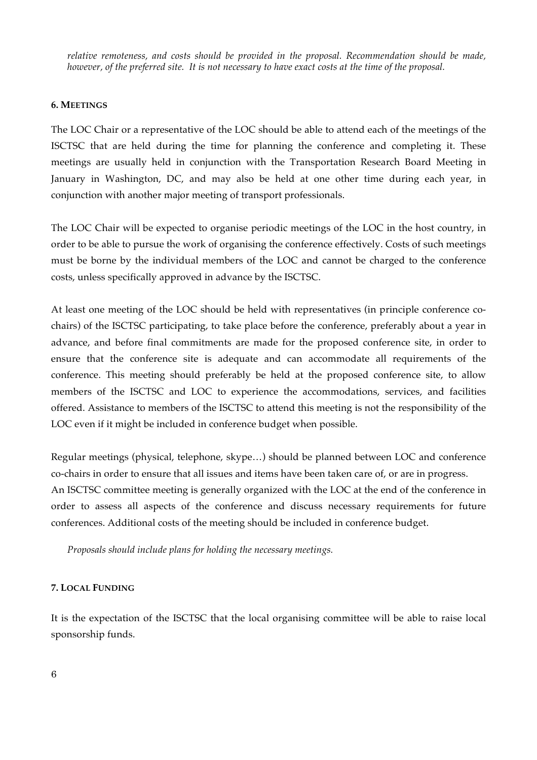*relative remoteness, and costs should be provided in the proposal. Recommendation should be made, however, of the preferred site. It is not necessary to have exact costs at the time of the proposal.*

#### 6. MEETINGS

The LOC Chair or a representative of the LOC should be able to attend each of the meetings of the ISCTSC that are held during the time for planning the conference and completing it. These meetings are usually held in conjunction with the Transportation Research Board Meeting in January in Washington, DC, and may also be held at one other time during each year, in conjunction with another major meeting of transport professionals.

The LOC Chair will be expected to organise periodic meetings of the LOC in the host country, in order to be able to pursue the work of organising the conference effectively. Costs of such meetings must be borne by the individual members of the LOC and cannot be charged to the conference costs, unless specifically approved in advance by the ISCTSC.

At least one meeting of the LOC should be held with representatives (in principle conference co-chairs) of the ISCTSC participating, to take place before the conference, preferably about a year in advance, and before final commitments are made for the proposed conference site, in order to ensure that the conference site is adequate and can accommodate all requirements of the conference. This meeting should preferably be held at the proposed conference site, to allow members of the ISCTSC and LOC to experience the accommodations, services, and facilities offered. Assistance to members of the ISCTSC to attend this meeting is not the responsibility of the LOC even if it might be included in conference budget when possible.

Regular meetings (physical, telephone, skype…) should be planned between LOC and conference co-chairs in order to ensure that all issues and items have been taken care of, or are in progress.
An ISCTSC committee meeting is generally organized with the LOC at the end of the conference in order to assess all aspects of the conference and discuss necessary requirements for future conferences. Additional costs of the meeting should be included in conference budget.

*Proposals should include plans for holding the necessary meetings.*

#### 7. LOCAL FUNDING

It is the expectation of the ISCTSC that the local organising committee will be able to raise local sponsorship funds.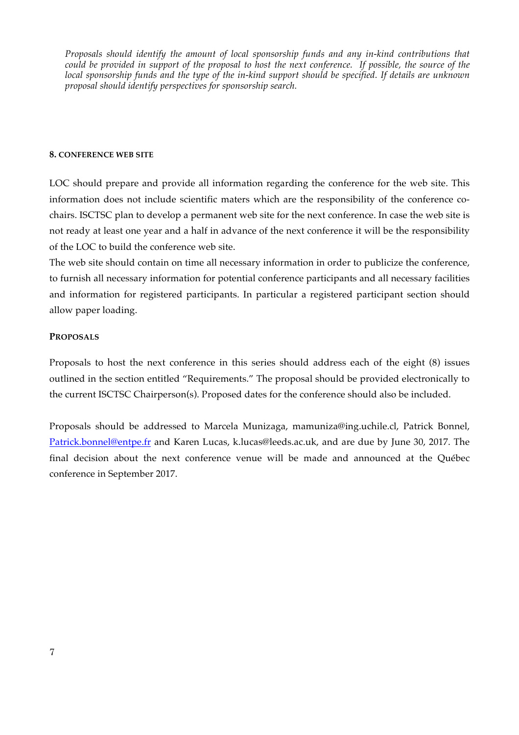*Proposals should identify the amount of local sponsorship funds and any in-kind contributions that could be provided in support of the proposal to host the next conference. If possible, the source of the local sponsorship funds and the type of the in-kind support should be specified. If details are unknown proposal should identify perspectives for sponsorship search.*

#### 8. CONFERENCE WEB SITE

LOC should prepare and provide all information regarding the conference for the web site. This information does not include scientific maters which are the responsibility of the conference co-chairs. ISCTSC plan to develop a permanent web site for the next conference. In case the web site is not ready at least one year and a half in advance of the next conference it will be the responsibility of the LOC to build the conference web site.

The web site should contain on time all necessary information in order to publicize the conference, to furnish all necessary information for potential conference participants and all necessary facilities and information for registered participants. In particular a registered participant section should allow paper loading.

#### PROPOSALS

Proposals to host the next conference in this series should address each of the eight (8) issues outlined in the section entitled "Requirements." The proposal should be provided electronically to the current ISCTSC Chairperson(s). Proposed dates for the conference should also be included.

Proposals should be addressed to Marcela Munizaga, mamuniza@ing.uchile.cl, Patrick Bonnel, Patrick.bonnel@entpe.fr and Karen Lucas, k.lucas@leeds.ac.uk, and are due by June 30, 2017. The final decision about the next conference venue will be made and announced at the Québec conference in September 2017.